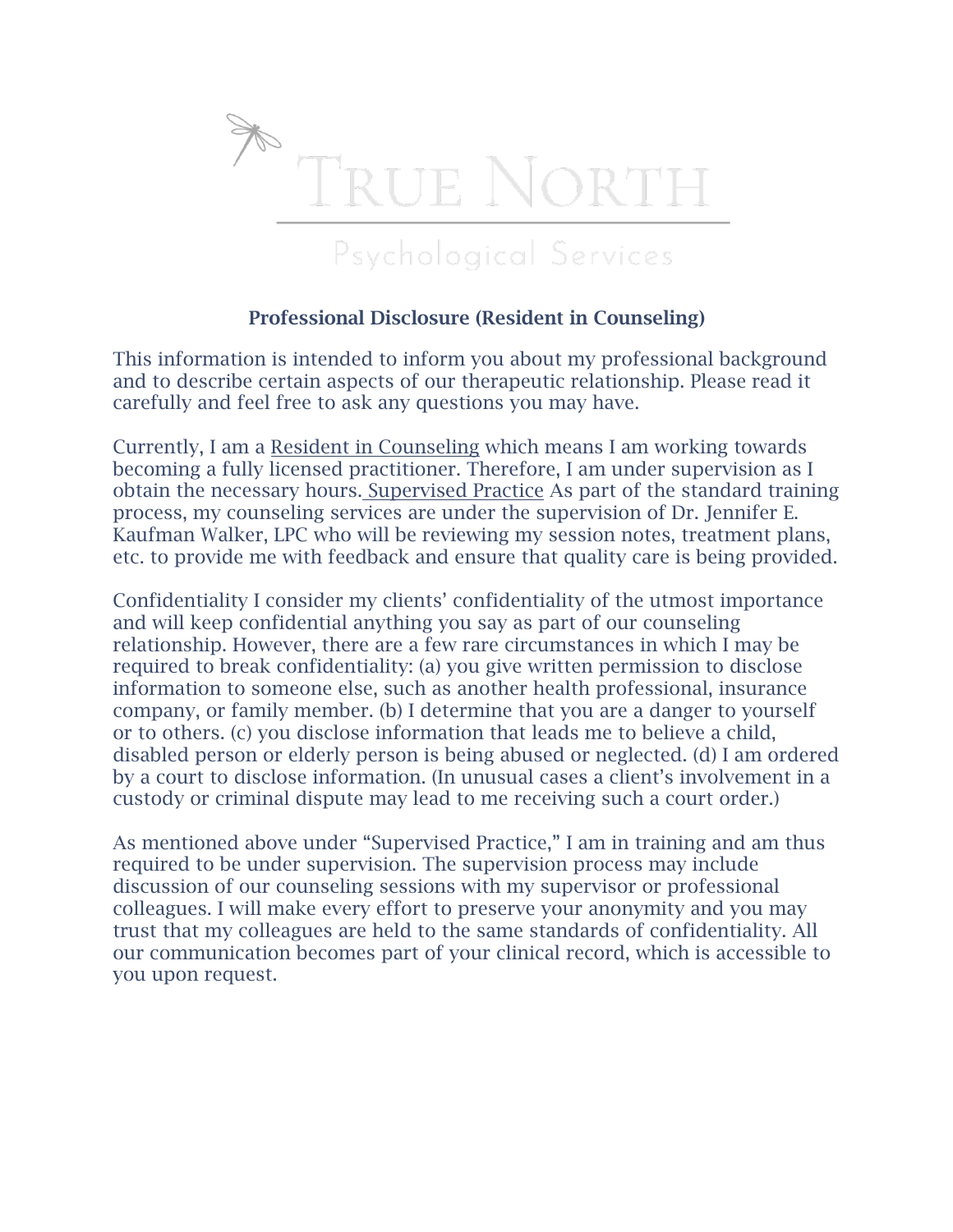# TRUE NORTH

Psychological Services

## Professional Disclosure (Resident in Counseling)

This information is intended to inform you about my professional background and to describe certain aspects of our therapeutic relationship. Please read it carefully and feel free to ask any questions you may have.

Currently, I am a Resident in Counseling which means I am working towards becoming a fully licensed practitioner. Therefore, I am under supervision as I obtain the necessary hours. Supervised Practice As part of the standard training process, my counseling services are under the supervision of Dr. Jennifer E. Kaufman Walker, LPC who will be reviewing my session notes, treatment plans, etc. to provide me with feedback and ensure that quality care is being provided.

Confidentiality I consider my clients' confidentiality of the utmost importance and will keep confidential anything you say as part of our counseling relationship. However, there are a few rare circumstances in which I may be required to break confidentiality: (a) you give written permission to disclose information to someone else, such as another health professional, insurance company, or family member. (b) I determine that you are a danger to yourself or to others. (c) you disclose information that leads me to believe a child, disabled person or elderly person is being abused or neglected. (d) I am ordered by a court to disclose information. (In unusual cases a client's involvement in a custody or criminal dispute may lead to me receiving such a court order.)

As mentioned above under "Supervised Practice," I am in training and am thus required to be under supervision. The supervision process may include discussion of our counseling sessions with my supervisor or professional colleagues. I will make every effort to preserve your anonymity and you may trust that my colleagues are held to the same standards of confidentiality. All our communication becomes part of your clinical record, which is accessible to you upon request.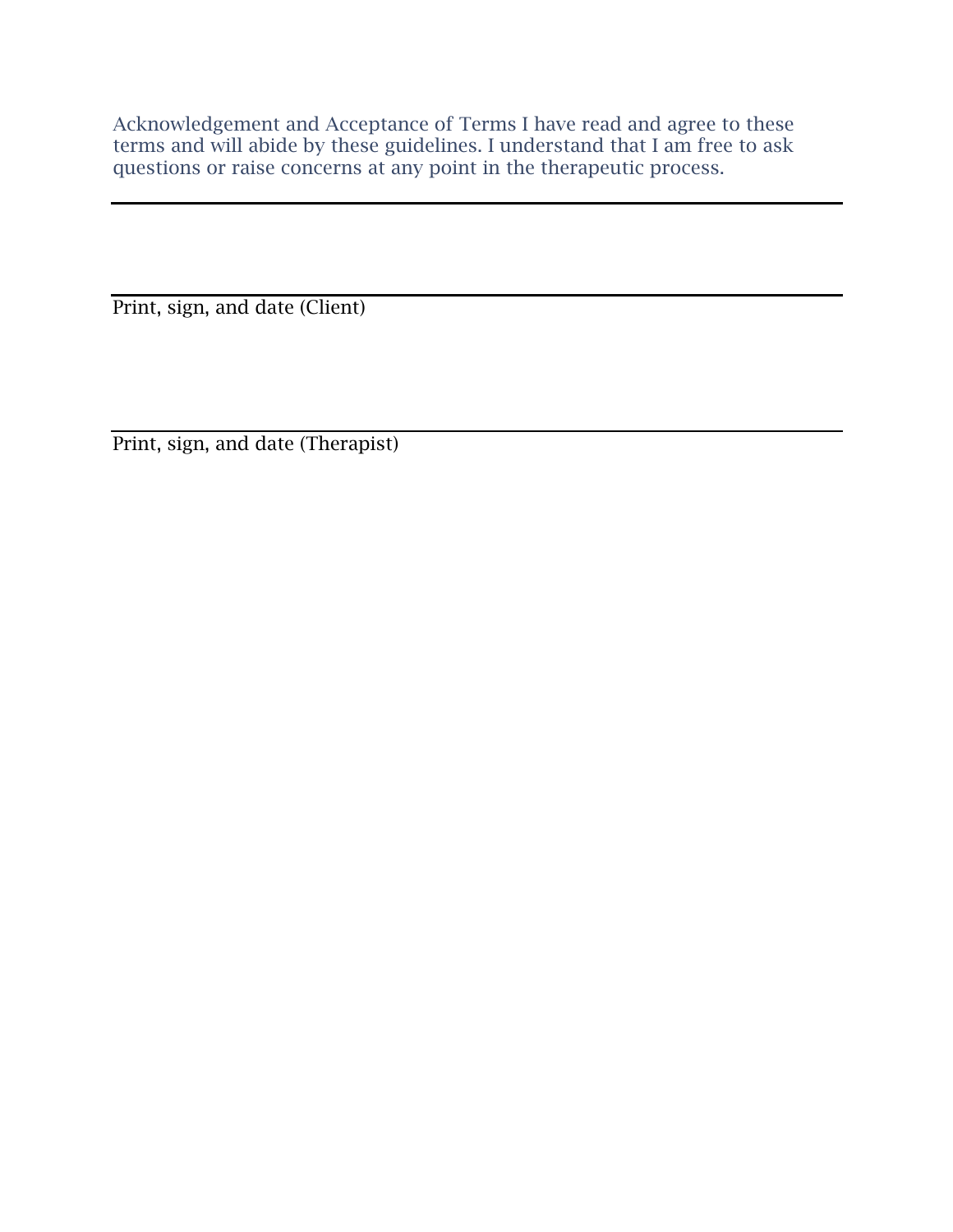Acknowledgement and Acceptance of Terms I have read and agree to these terms and will abide by these guidelines. I understand that I am free to ask questions or raise concerns at any point in the therapeutic process.

---

---

Print, sign, and date (Client)

---

Print, sign, and date (Therapist)